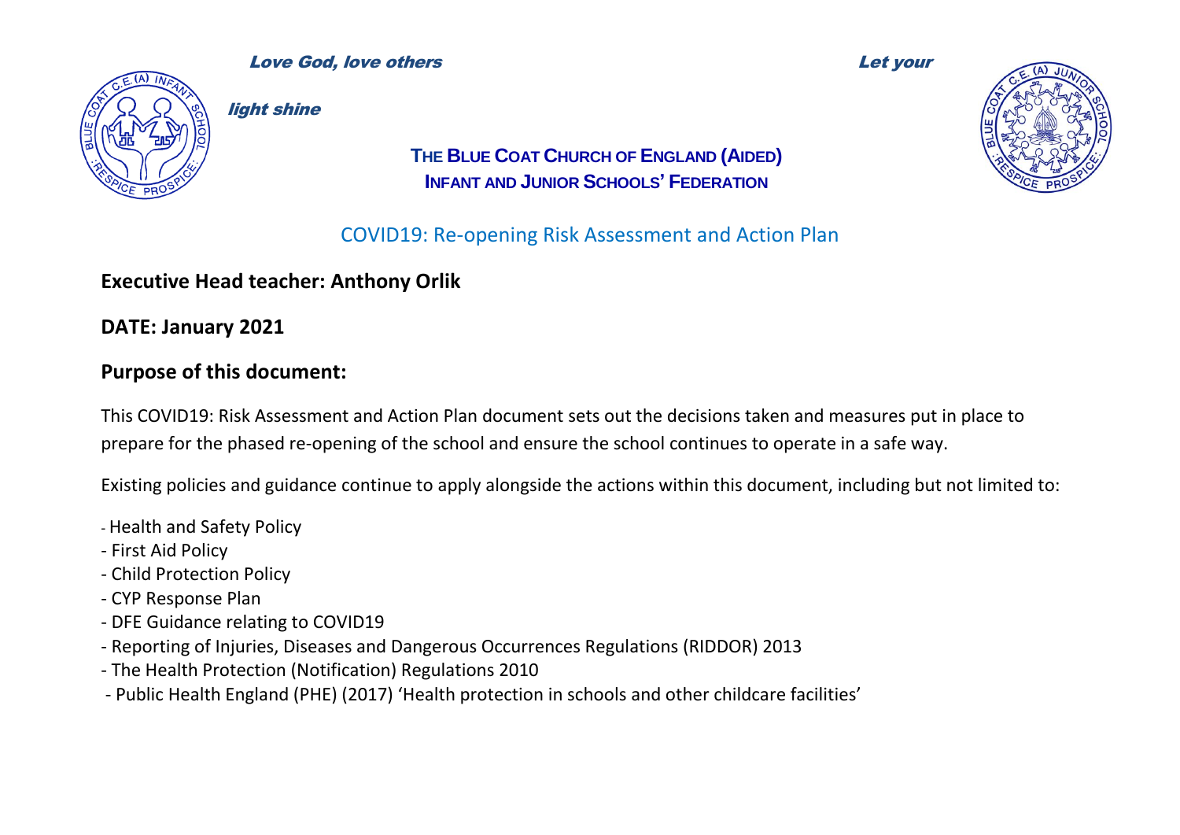*Love God, love others* *Let your light shine*

**THE BLUE COAT CHURCH OF ENGLAND (AIDED) INFANT AND JUNIOR SCHOOLS' FEDERATION**

## COVID19: Re-opening Risk Assessment and Action Plan

## Executive Head teacher: Anthony Orlik

## DATE: January 2021

## Purpose of this document:

This COVID19: Risk Assessment and Action Plan document sets out the decisions taken and measures put in place to prepare for the phased re-opening of the school and ensure the school continues to operate in a safe way.

Existing policies and guidance continue to apply alongside the actions within this document, including but not limited to:

- Health and Safety Policy
- First Aid Policy
- Child Protection Policy
- CYP Response Plan
- DFE Guidance relating to COVID19
- Reporting of Injuries, Diseases and Dangerous Occurrences Regulations (RIDDOR) 2013
- The Health Protection (Notification) Regulations 2010
- Public Health England (PHE) (2017) 'Health protection in schools and other childcare facilities'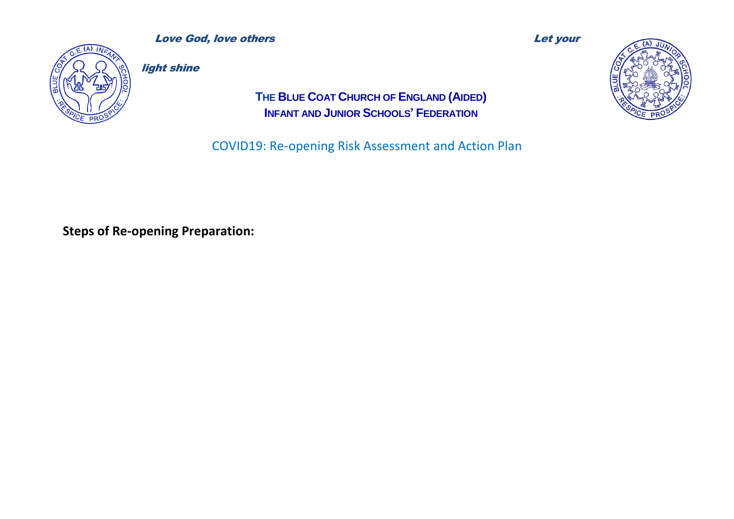*Love God, love others Let your light shine*

**THE BLUE COAT CHURCH OF ENGLAND (AIDED)**
**INFANT AND JUNIOR SCHOOLS' FEDERATION**

COVID19: Re-opening Risk Assessment and Action Plan

**Steps of Re-opening Preparation:**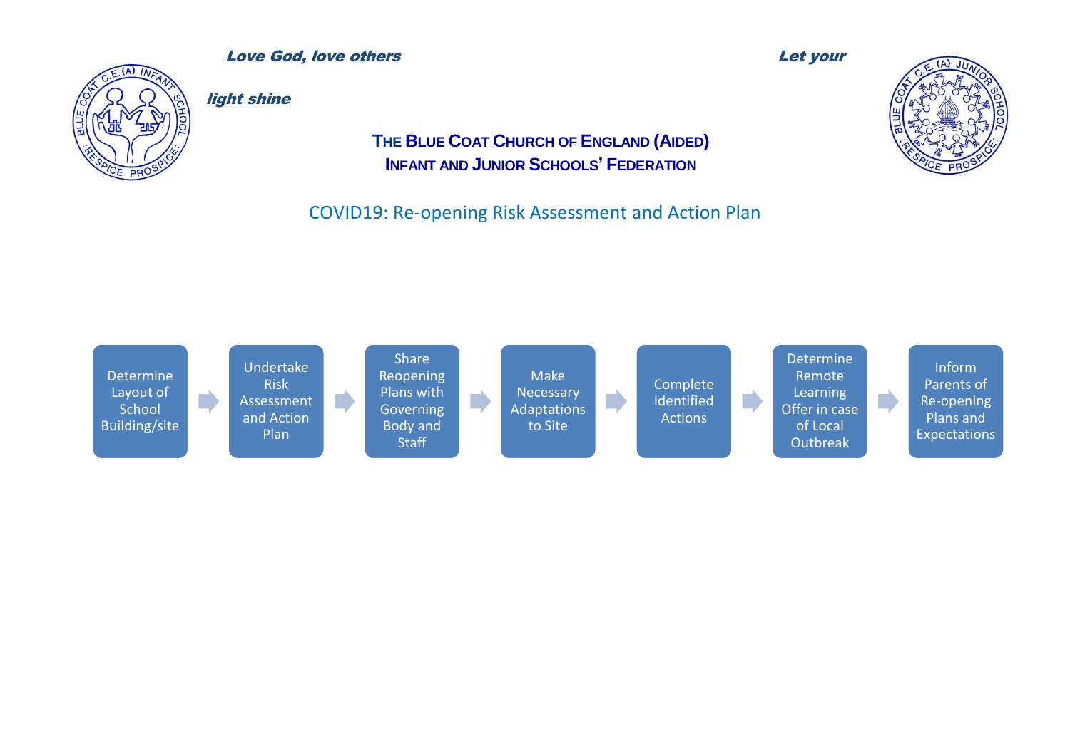*Love God, love others* *Let your light shine*

**THE BLUE COAT CHURCH OF ENGLAND (AIDED)**
**INFANT AND JUNIOR SCHOOLS' FEDERATION**

## COVID19: Re-opening Risk Assessment and Action Plan

Determine Layout of School Building/site → Undertake Risk Assessment and Action Plan → Share Reopening Plans with Governing Body and Staff → Make Necessary Adaptations to Site → Complete Identified Actions → Determine Remote Learning Offer in case of Local Outbreak → Inform Parents of Re-opening Plans and Expectations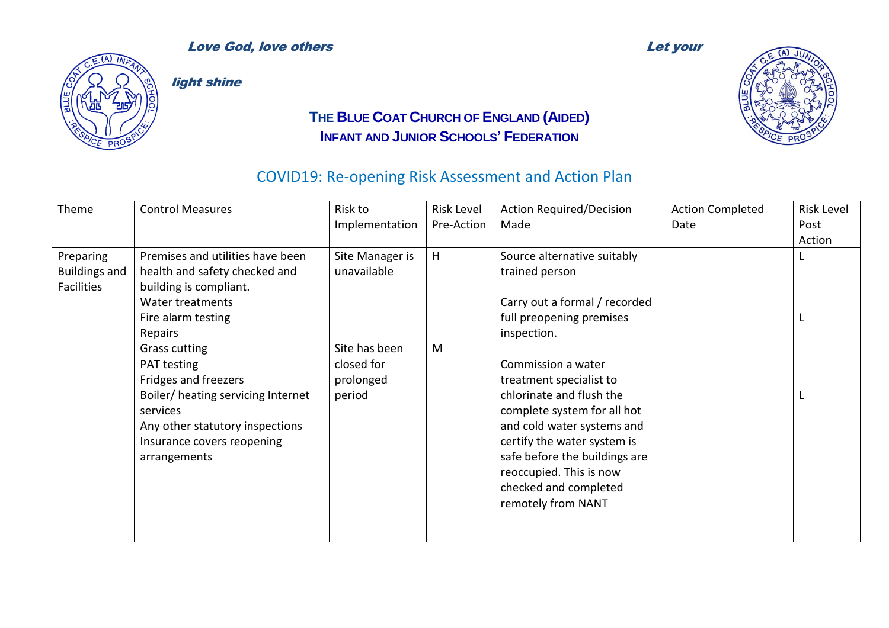*Love God, love others* *Let your light shine*

**THE BLUE COAT CHURCH OF ENGLAND (AIDED)**
**INFANT AND JUNIOR SCHOOLS' FEDERATION**

## COVID19: Re-opening Risk Assessment and Action Plan

| Theme | Control Measures | Risk to Implementation | Risk Level Pre-Action | Action Required/Decision Made | Action Completed Date | Risk Level Post Action |
|---|---|---|---|---|---|---|
| Preparing Buildings and Facilities | Premises and utilities have been health and safety checked and building is compliant.<br>Water treatments<br>Fire alarm testing<br>Repairs<br>Grass cutting<br>PAT testing<br>Fridges and freezers<br>Boiler/ heating servicing Internet services<br>Any other statutory inspections<br>Insurance covers reopening arrangements | Site Manager is unavailable<br><br>Site has been closed for prolonged period | H<br><br>M | Source alternative suitably trained person<br><br>Carry out a formal / recorded full preopening premises inspection.<br><br>Commission a water treatment specialist to chlorinate and flush the complete system for all hot and cold water systems and certify the water system is safe before the buildings are reoccupied. This is now checked and completed remotely from NANT | | L<br><br>L<br><br>L |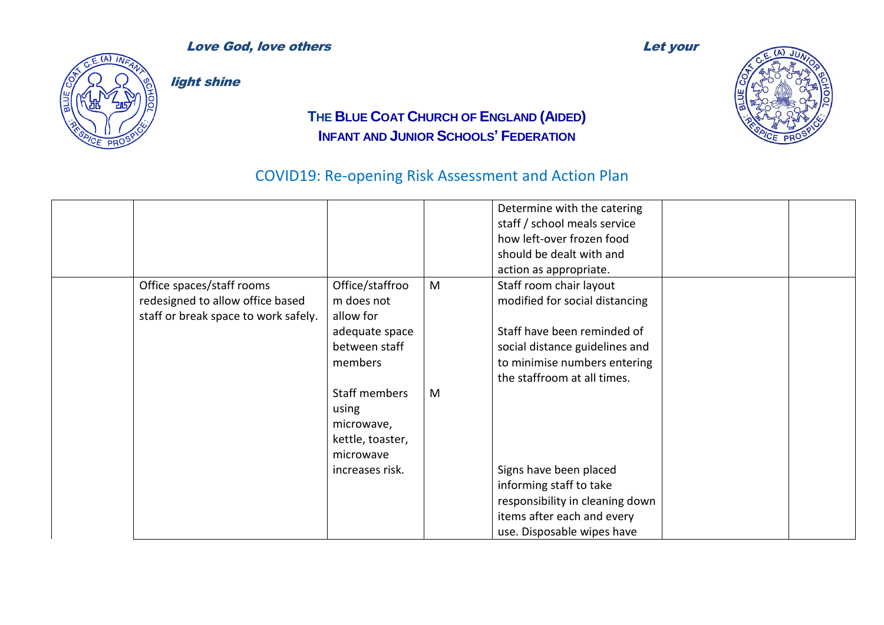*Love God, love others*

*Let your light shine*

**THE BLUE COAT CHURCH OF ENGLAND (AIDED)**
**INFANT AND JUNIOR SCHOOLS' FEDERATION**

## COVID19: Re-opening Risk Assessment and Action Plan

| | | | | | | |
|---|---|---|---|---|---|---|
| | | | | Determine with the catering staff / school meals service how left-over frozen food should be dealt with and action as appropriate. | | |
| | Office spaces/staff rooms redesigned to allow office based staff or break space to work safely. | Office/staffroom does not allow for adequate space between staff members<br><br>Staff members using microwave, kettle, toaster, microwave increases risk. | M<br><br>M | Staff room chair layout modified for social distancing<br><br>Staff have been reminded of social distance guidelines and to minimise numbers entering the staffroom at all times.<br><br>Signs have been placed informing staff to take responsibility in cleaning down items after each and every use. Disposable wipes have | | |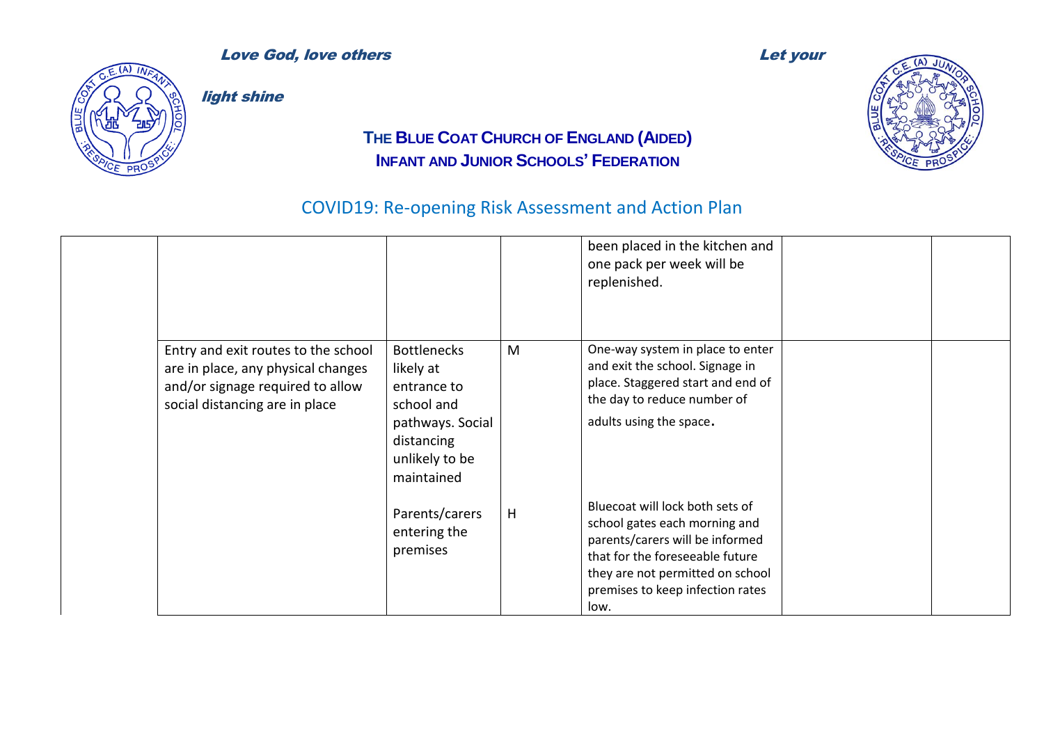Love God, love others Let your light shine

**THE BLUE COAT CHURCH OF ENGLAND (AIDED) INFANT AND JUNIOR SCHOOLS' FEDERATION**

## COVID19: Re-opening Risk Assessment and Action Plan

| | | | | | | |
|---|---|---|---|---|---|---|
| | | | | been placed in the kitchen and one pack per week will be replenished. | | |
| | Entry and exit routes to the school are in place, any physical changes and/or signage required to allow social distancing are in place | Bottlenecks likely at entrance to school and pathways. Social distancing unlikely to be maintained | M | One-way system in place to enter and exit the school. Signage in place. Staggered start and end of the day to reduce number of adults using the space. | | |
| | | Parents/carers entering the premises | H | Bluecoat will lock both sets of school gates each morning and parents/carers will be informed that for the foreseeable future they are not permitted on school premises to keep infection rates low. | | |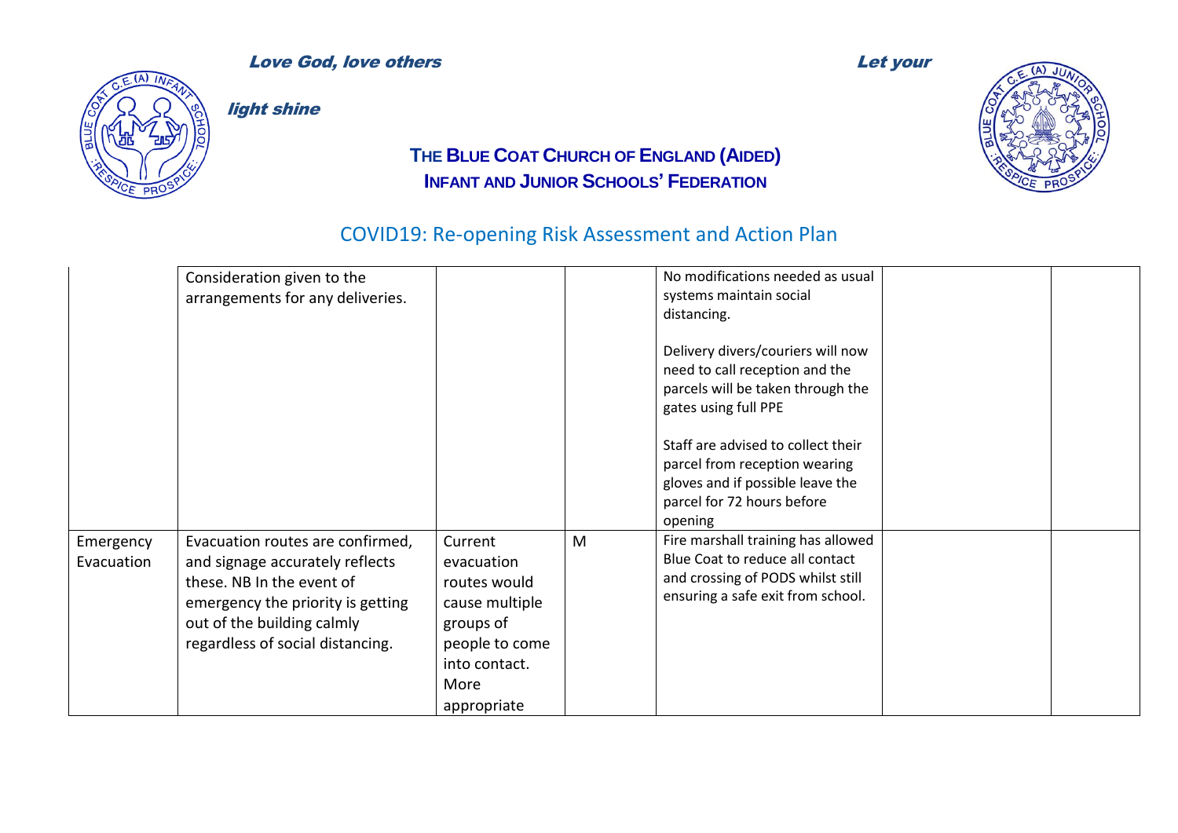| | | | | | | |
|---|---|---|---|---|---|---|
| | Consideration given to the arrangements for any deliveries. | | | No modifications needed as usual systems maintain social distancing.<br><br>Delivery divers/couriers will now need to call reception and the parcels will be taken through the gates using full PPE<br><br>Staff are advised to collect their parcel from reception wearing gloves and if possible leave the parcel for 72 hours before opening | | |
| Emergency Evacuation | Evacuation routes are confirmed, and signage accurately reflects these. NB In the event of emergency the priority is getting out of the building calmly regardless of social distancing. | Current evacuation routes would cause multiple groups of people to come into contact. More appropriate | M | Fire marshall training has allowed Blue Coat to reduce all contact and crossing of PODS whilst still ensuring a safe exit from school. | | |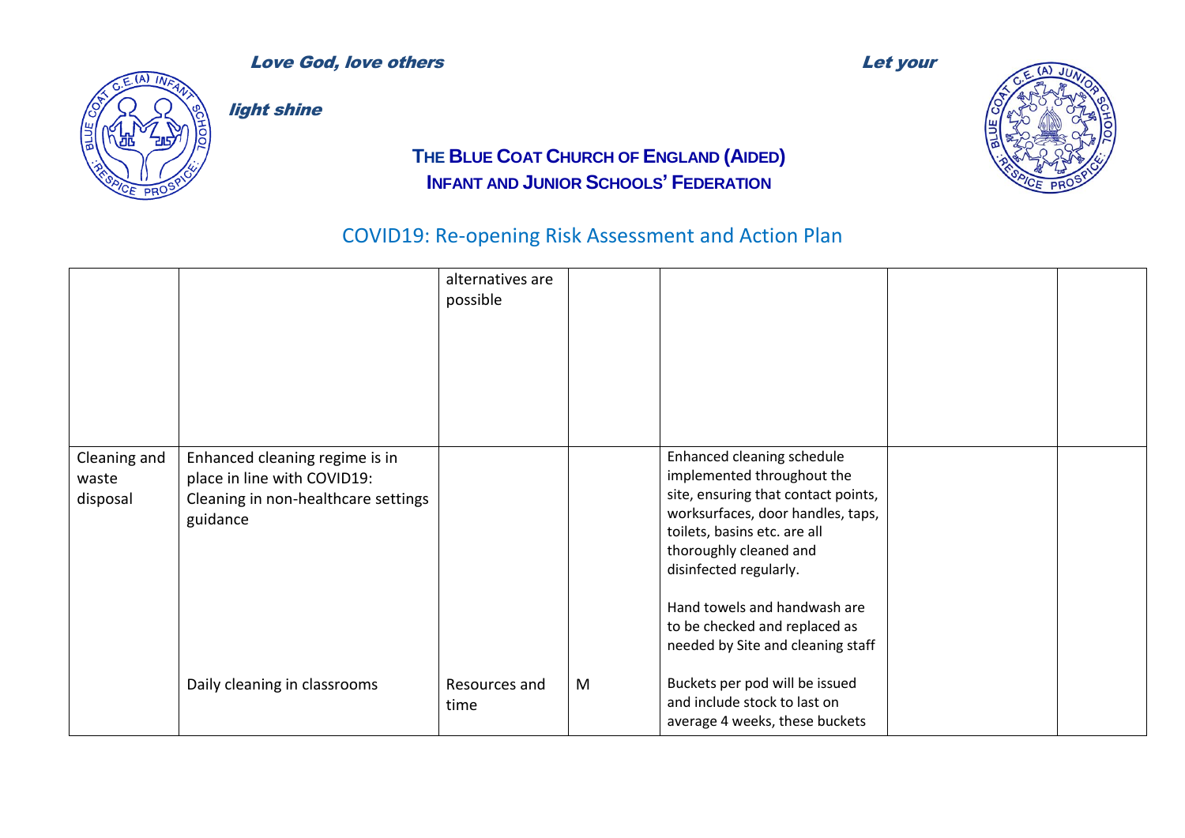Love God, love others Let your light shine

**THE BLUE COAT CHURCH OF ENGLAND (AIDED) INFANT AND JUNIOR SCHOOLS' FEDERATION**

## COVID19: Re-opening Risk Assessment and Action Plan

| | | | | | | |
|---|---|---|---|---|---|---|
| | | alternatives are possible | | | | |
| Cleaning and waste disposal | Enhanced cleaning regime is in place in line with COVID19: Cleaning in non-healthcare settings guidance | | | Enhanced cleaning schedule implemented throughout the site, ensuring that contact points, worksurfaces, door handles, taps, toilets, basins etc. are all thoroughly cleaned and disinfected regularly.<br><br>Hand towels and handwash are to be checked and replaced as needed by Site and cleaning staff | | |
| | Daily cleaning in classrooms | Resources and time | M | Buckets per pod will be issued and include stock to last on average 4 weeks, these buckets | | |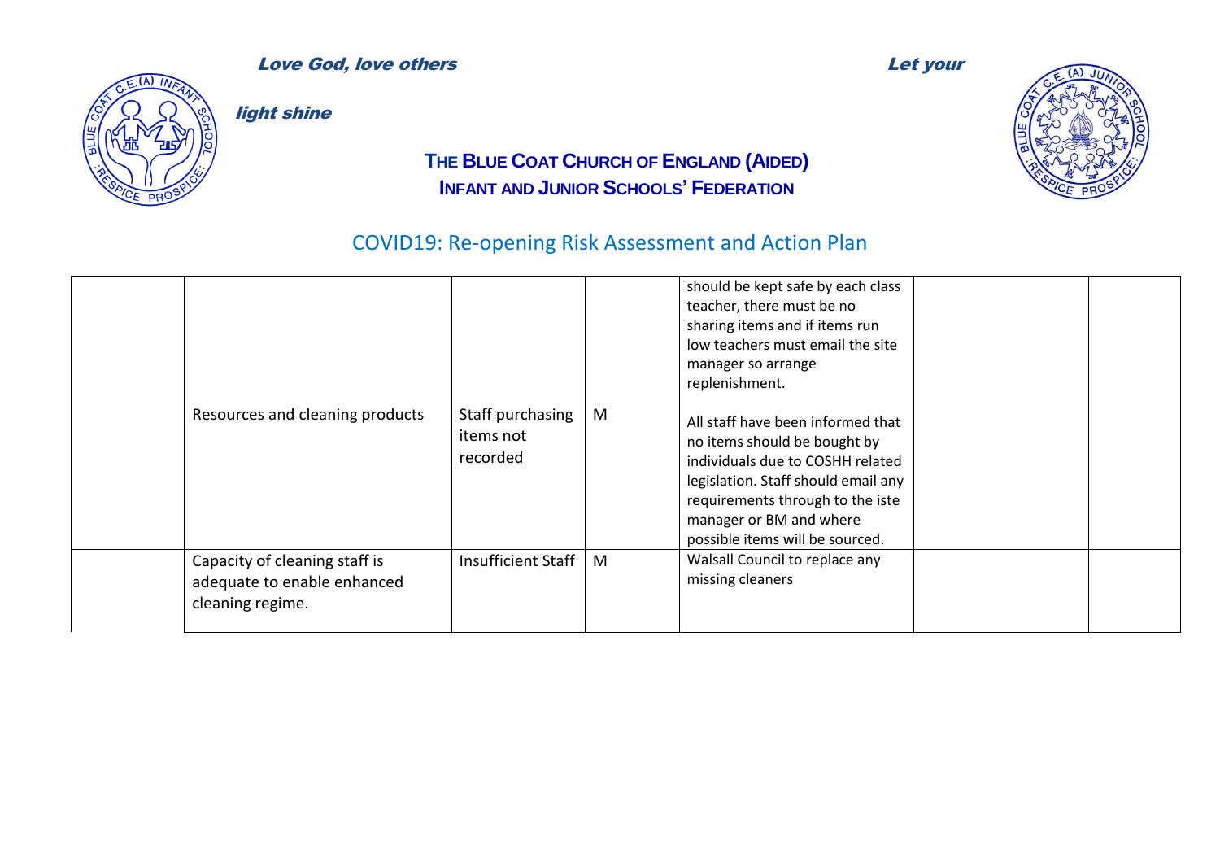| | | | | | | |
|---|---|---|---|---|---|---|
| | Resources and cleaning products | Staff purchasing items not recorded | M | should be kept safe by each class teacher, there must be no sharing items and if items run low teachers must email the site manager so arrange replenishment.<br><br>All staff have been informed that no items should be bought by individuals due to COSHH related legislation. Staff should email any requirements through to the iste manager or BM and where possible items will be sourced. | | |
| | Capacity of cleaning staff is adequate to enable enhanced cleaning regime. | Insufficient Staff | M | Walsall Council to replace any missing cleaners | | |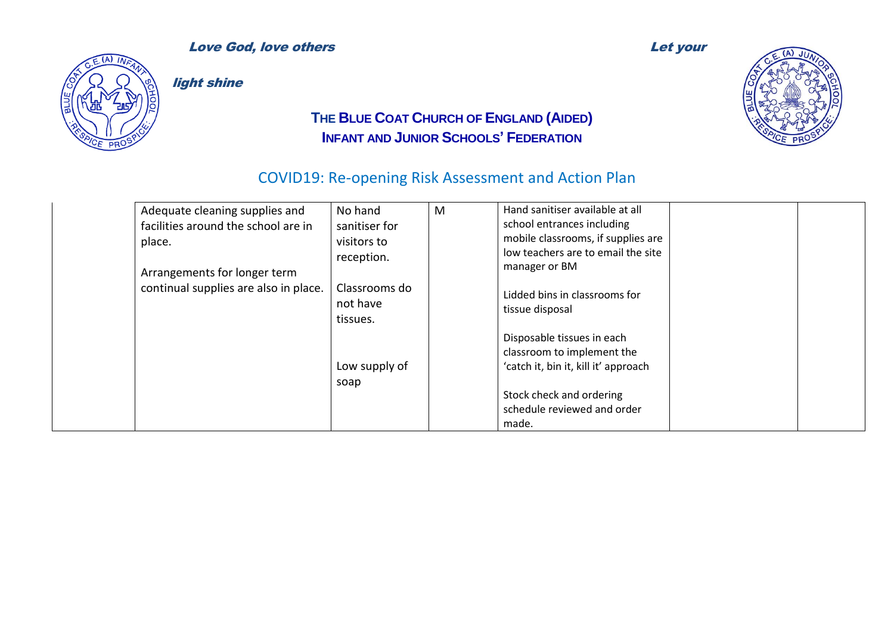| | | | | | | |
|---|---|---|---|---|---|---|
| | Adequate cleaning supplies and facilities around the school are in place.<br><br>Arrangements for longer term continual supplies are also in place. | No hand sanitiser for visitors to reception.<br><br>Classrooms do not have tissues.<br><br>Low supply of soap | M | Hand sanitiser available at all school entrances including mobile classrooms, if supplies are low teachers are to email the site manager or BM<br><br>Lidded bins in classrooms for tissue disposal<br><br>Disposable tissues in each classroom to implement the 'catch it, bin it, kill it' approach<br><br>Stock check and ordering schedule reviewed and order made. | | |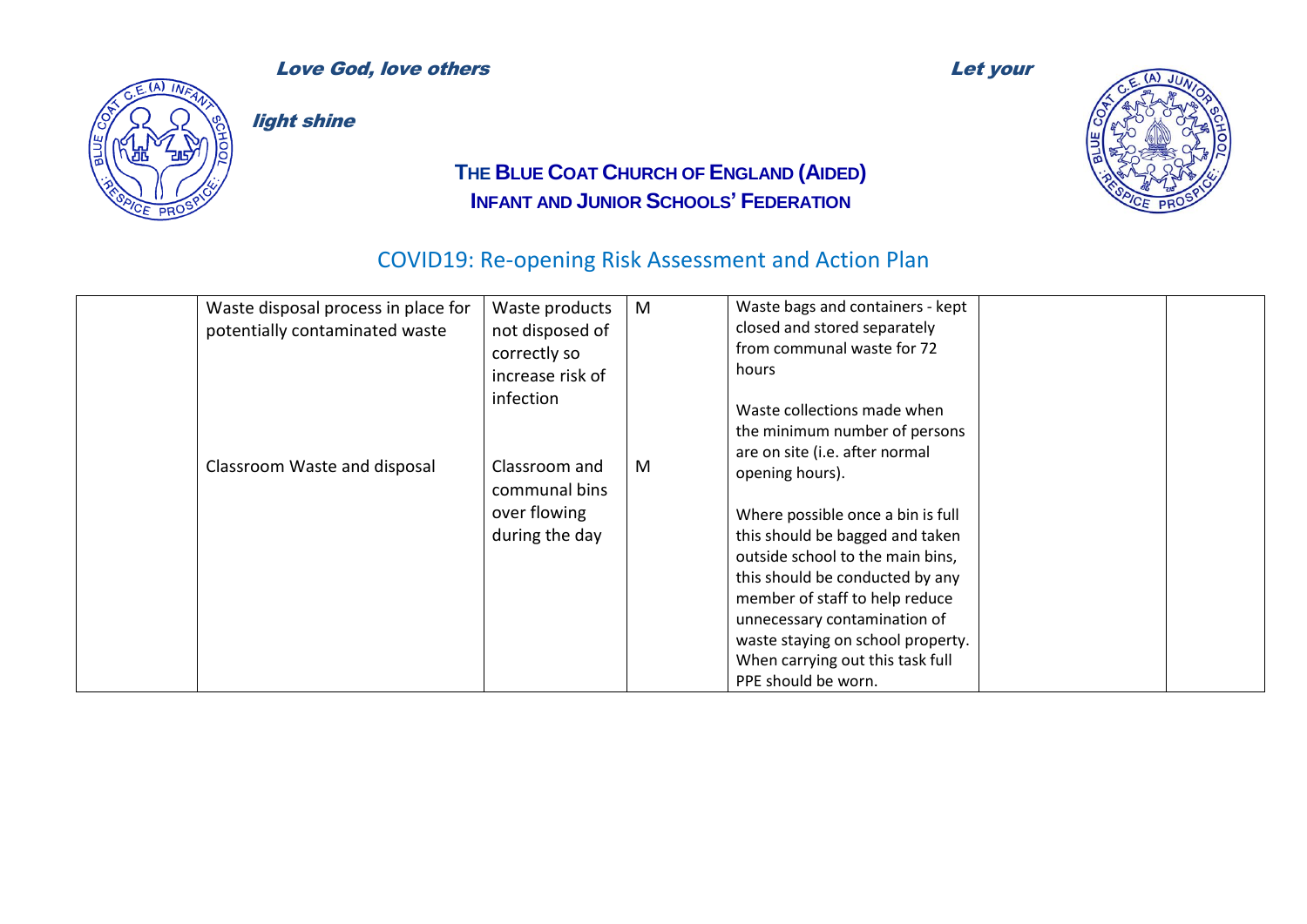| | | | | | | |
|---|---|---|---|---|---|---|
| | Waste disposal process in place for potentially contaminated waste | Waste products not disposed of correctly so increase risk of infection | M | Waste bags and containers - kept closed and stored separately from communal waste for 72 hours<br><br>Waste collections made when the minimum number of persons are on site (i.e. after normal opening hours).<br><br>Where possible once a bin is full this should be bagged and taken outside school to the main bins, this should be conducted by any member of staff to help reduce unnecessary contamination of waste staying on school property. When carrying out this task full PPE should be worn. | | |
| | Classroom Waste and disposal | Classroom and communal bins over flowing during the day | M | | | |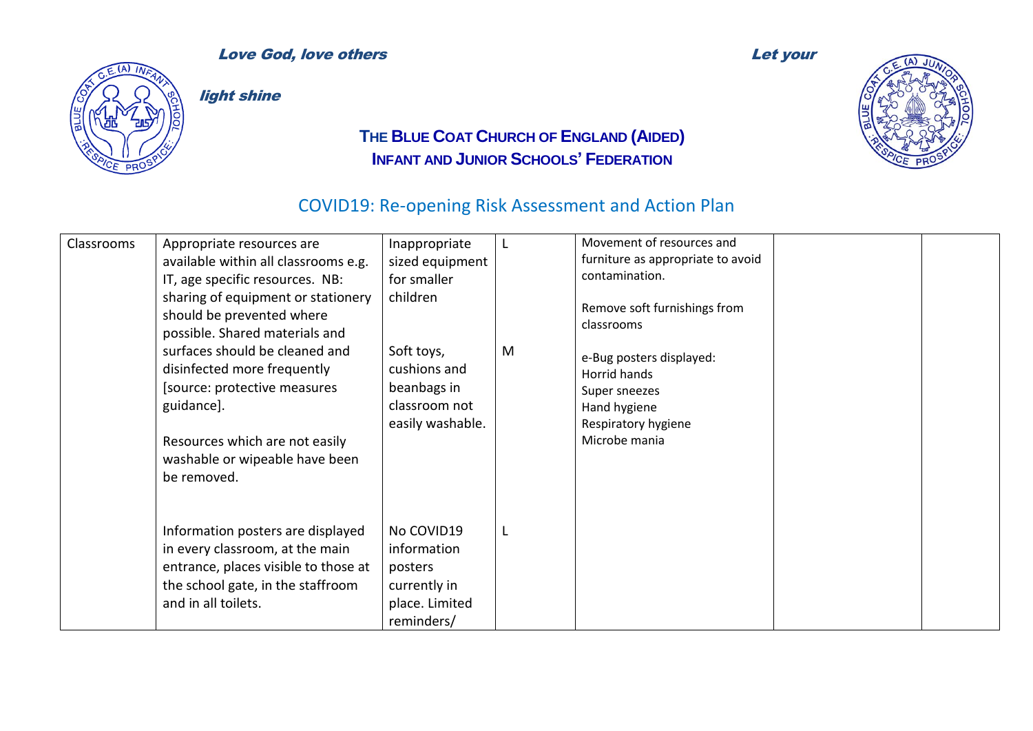*Love God, love others* *Let your light shine*

**THE BLUE COAT CHURCH OF ENGLAND (AIDED) INFANT AND JUNIOR SCHOOLS' FEDERATION**

## COVID19: Re-opening Risk Assessment and Action Plan

| | | | | | | |
|---|---|---|---|---|---|---|
| Classrooms | Appropriate resources are available within all classrooms e.g. IT, age specific resources. NB: sharing of equipment or stationery should be prevented where possible. Shared materials and surfaces should be cleaned and disinfected more frequently [source: protective measures guidance].<br><br>Resources which are not easily washable or wipeable have been be removed. | Inappropriate sized equipment for smaller children<br><br>Soft toys, cushions and beanbags in classroom not easily washable. | L<br><br>M | Movement of resources and furniture as appropriate to avoid contamination.<br><br>Remove soft furnishings from classrooms<br><br>e-Bug posters displayed:<br>Horrid hands<br>Super sneezes<br>Hand hygiene<br>Respiratory hygiene<br>Microbe mania | | |
| | Information posters are displayed in every classroom, at the main entrance, places visible to those at the school gate, in the staffroom and in all toilets. | No COVID19 information posters currently in place. Limited reminders/ | L | | | |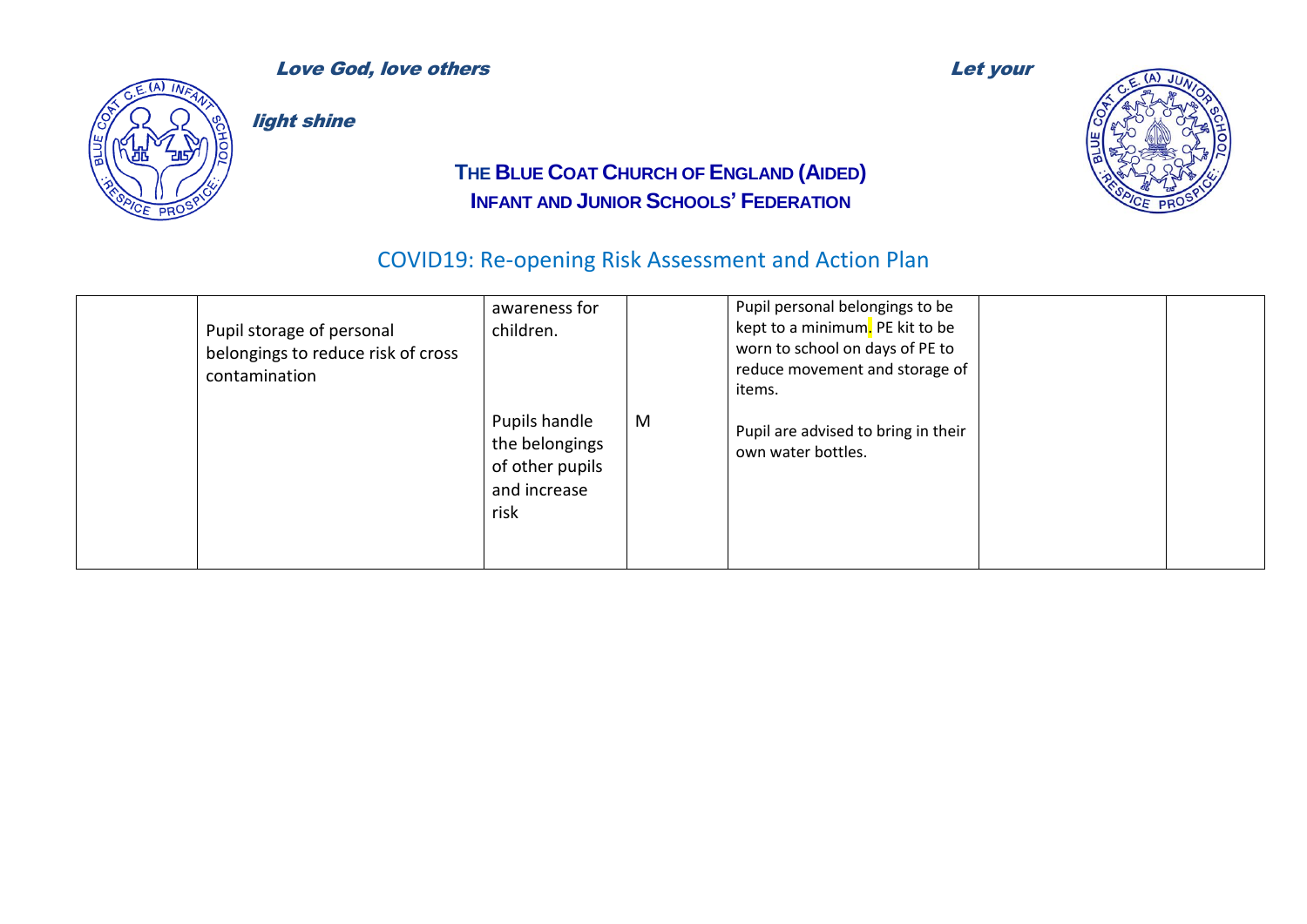| | | | | | | |
|---|---|---|---|---|---|---|
| | Pupil storage of personal belongings to reduce risk of cross contamination | awareness for children.<br><br>Pupils handle the belongings of other pupils and increase risk | M | Pupil personal belongings to be kept to a minimum. PE kit to be worn to school on days of PE to reduce movement and storage of items.<br><br>Pupil are advised to bring in their own water bottles. | | |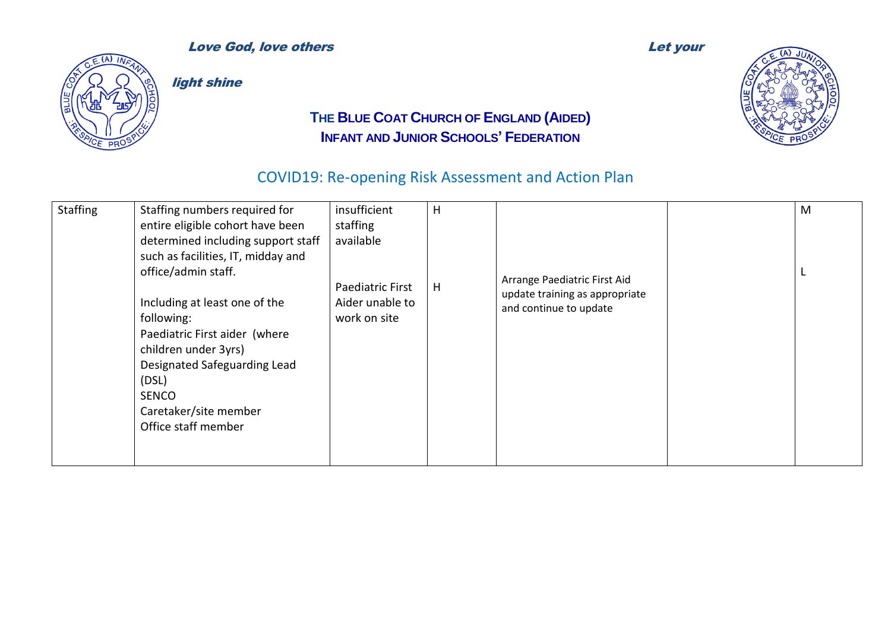*Love God, love others* *Let your light shine*

**THE BLUE COAT CHURCH OF ENGLAND (AIDED) INFANT AND JUNIOR SCHOOLS' FEDERATION**

## COVID19: Re-opening Risk Assessment and Action Plan

| | | | | | | |
|---|---|---|---|---|---|---|
| Staffing | Staffing numbers required for entire eligible cohort have been determined including support staff such as facilities, IT, midday and office/admin staff.<br><br>Including at least one of the following:<br>Paediatric First aider (where children under 3yrs)<br>Designated Safeguarding Lead (DSL)<br>SENCO<br>Caretaker/site member<br>Office staff member | insufficient staffing available<br><br>Paediatric First Aider unable to work on site | H<br><br>H | Arrange Paediatric First Aid update training as appropriate and continue to update | | M<br><br>L |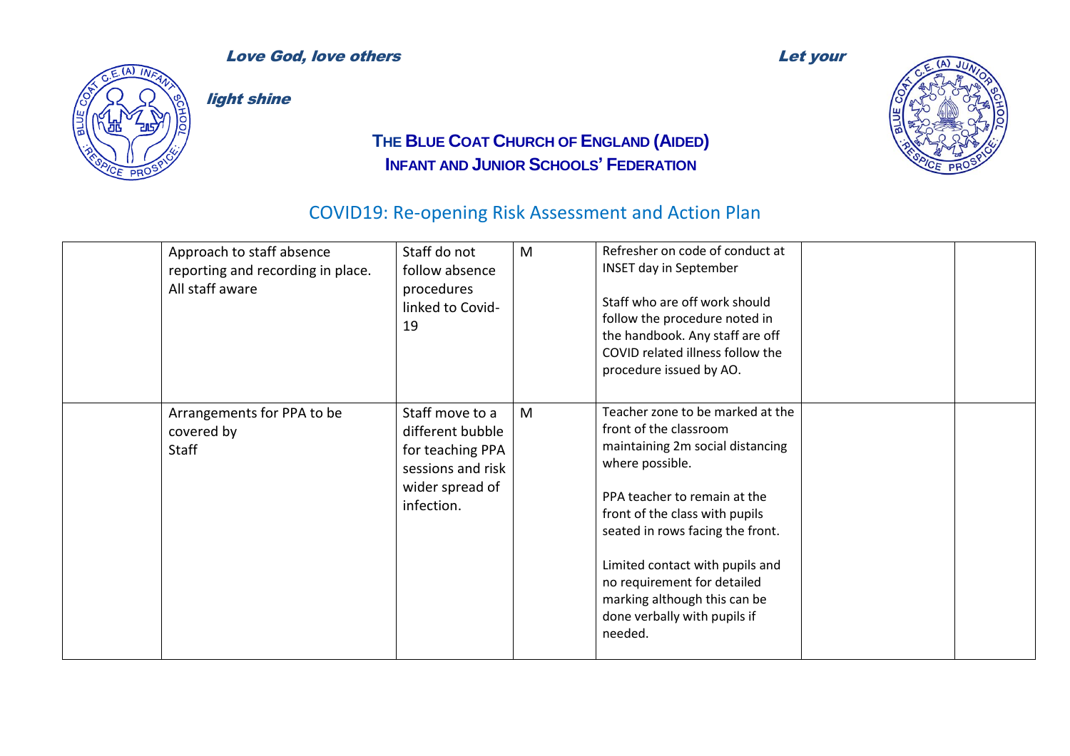| | | | | | | |
|---|---|---|---|---|---|---|
| | Approach to staff absence reporting and recording in place. All staff aware | Staff do not follow absence procedures linked to Covid-19 | M | Refresher on code of conduct at INSET day in September<br><br>Staff who are off work should follow the procedure noted in the handbook. Any staff are off COVID related illness follow the procedure issued by AO. | | |
| | Arrangements for PPA to be covered by Staff | Staff move to a different bubble for teaching PPA sessions and risk wider spread of infection. | M | Teacher zone to be marked at the front of the classroom maintaining 2m social distancing where possible.<br><br>PPA teacher to remain at the front of the class with pupils seated in rows facing the front.<br><br>Limited contact with pupils and no requirement for detailed marking although this can be done verbally with pupils if needed. | | |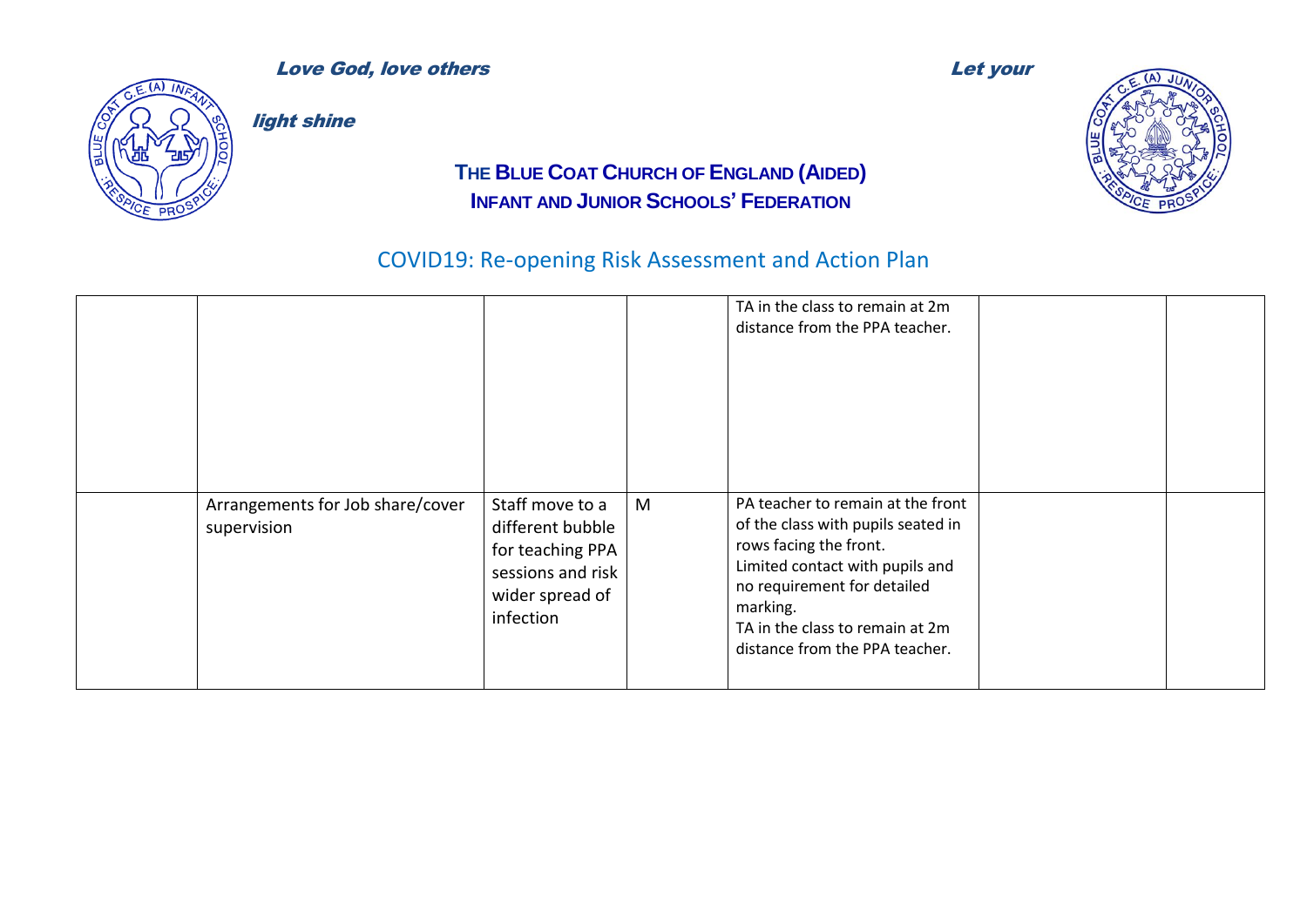Love God, love others Let your light shine

**THE BLUE COAT CHURCH OF ENGLAND (AIDED) INFANT AND JUNIOR SCHOOLS' FEDERATION**

## COVID19: Re-opening Risk Assessment and Action Plan

| | | | | | | |
|---|---|---|---|---|---|---|
| | | | | TA in the class to remain at 2m distance from the PPA teacher. | | |
| | Arrangements for Job share/cover supervision | Staff move to a different bubble for teaching PPA sessions and risk wider spread of infection | M | PA teacher to remain at the front of the class with pupils seated in rows facing the front.<br>Limited contact with pupils and no requirement for detailed marking.<br>TA in the class to remain at 2m distance from the PPA teacher. | | |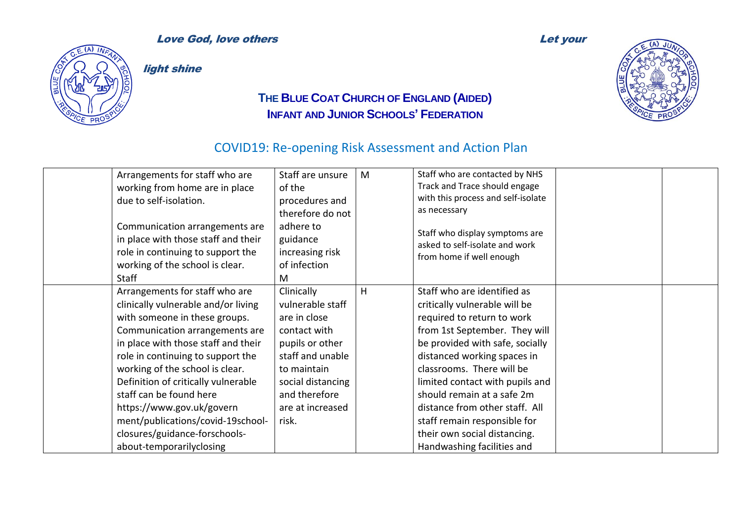*Love God, love others* *Let your light shine*

**THE BLUE COAT CHURCH OF ENGLAND (AIDED) INFANT AND JUNIOR SCHOOLS' FEDERATION**

## COVID19: Re-opening Risk Assessment and Action Plan

| | | | | | | |
|---|---|---|---|---|---|---|
| | Arrangements for staff who are working from home are in place due to self-isolation.<br><br>Communication arrangements are in place with those staff and their role in continuing to support the working of the school is clear.<br>Staff | Staff are unsure of the procedures and therefore do not adhere to guidance increasing risk of infection<br>M | M | Staff who are contacted by NHS Track and Trace should engage with this process and self-isolate as necessary<br><br>Staff who display symptoms are asked to self-isolate and work from home if well enough | | |
| | Arrangements for staff who are clinically vulnerable and/or living with someone in these groups. Communication arrangements are in place with those staff and their role in continuing to support the working of the school is clear. Definition of critically vulnerable staff can be found here https://www.gov.uk/government/publications/covid-19school-closures/guidance-forschools-about-temporarilyclosing | Clinically vulnerable staff are in close contact with pupils or other staff and unable to maintain social distancing and therefore are at increased risk. | H | Staff who are identified as critically vulnerable will be required to return to work from 1st September. They will be provided with safe, socially distanced working spaces in classrooms. There will be limited contact with pupils and should remain at a safe 2m distance from other staff. All staff remain responsible for their own social distancing. Handwashing facilities and | | |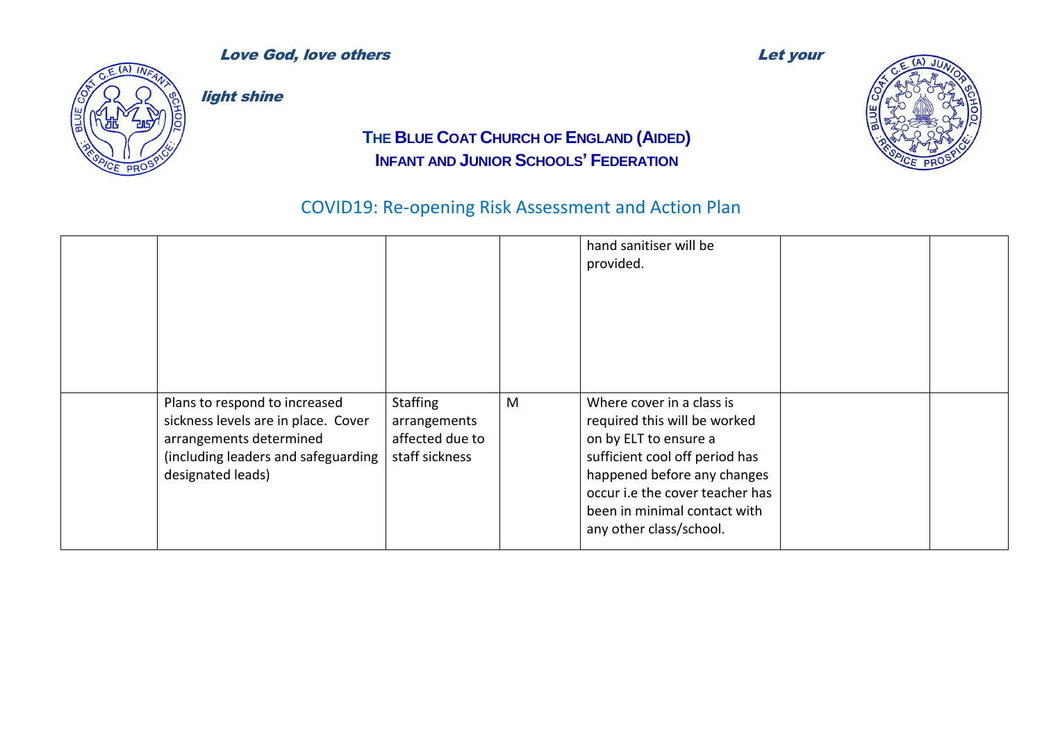| | | | | | | |
|---|---|---|---|---|---|---|
| | | | | hand sanitiser will be provided. | | |
| | Plans to respond to increased sickness levels are in place. Cover arrangements determined (including leaders and safeguarding designated leads) | Staffing arrangements affected due to staff sickness | M | Where cover in a class is required this will be worked on by ELT to ensure a sufficient cool off period has happened before any changes occur i.e the cover teacher has been in minimal contact with any other class/school. | | |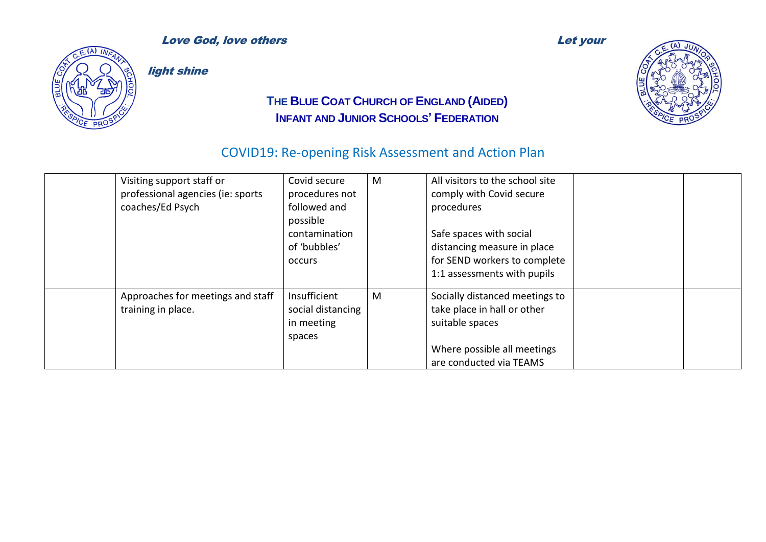*Love God, love others* *Let your light shine*

**THE BLUE COAT CHURCH OF ENGLAND (AIDED) INFANT AND JUNIOR SCHOOLS' FEDERATION**

## COVID19: Re-opening Risk Assessment and Action Plan

| | | | | | | |
|---|---|---|---|---|---|---|
| | Visiting support staff or professional agencies (ie: sports coaches/Ed Psych | Covid secure procedures not followed and possible contamination of 'bubbles' occurs | M | All visitors to the school site comply with Covid secure procedures<br><br>Safe spaces with social distancing measure in place for SEND workers to complete 1:1 assessments with pupils | | |
| | Approaches for meetings and staff training in place. | Insufficient social distancing in meeting spaces | M | Socially distanced meetings to take place in hall or other suitable spaces<br><br>Where possible all meetings are conducted via TEAMS | | |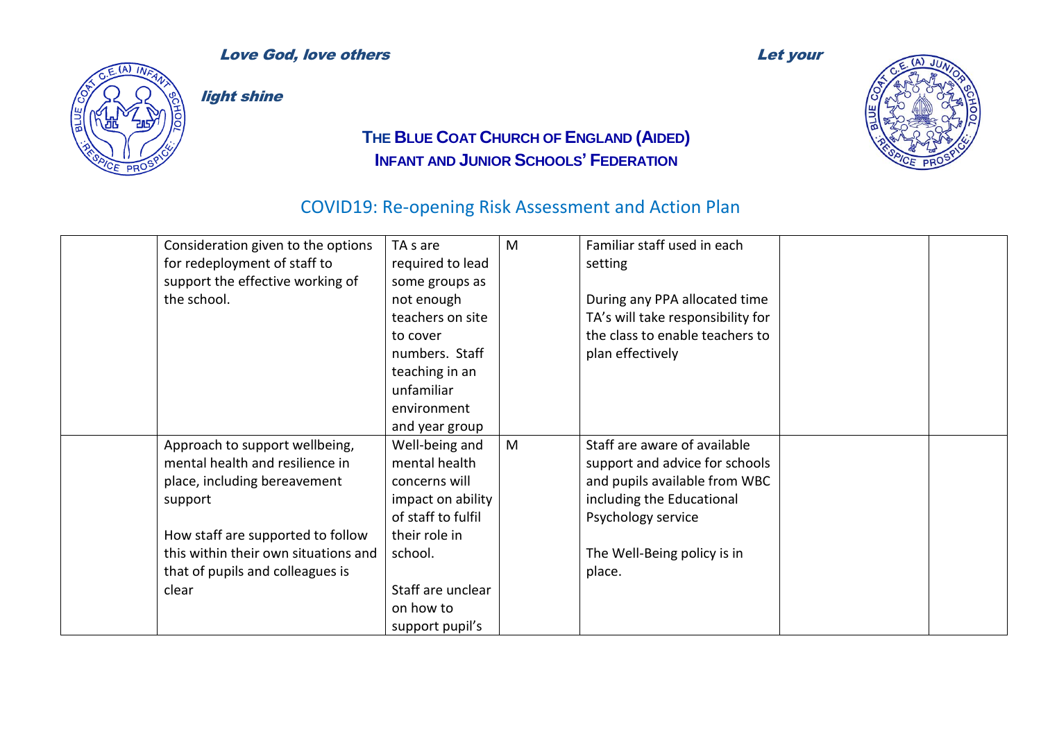| | | | | | | |
|---|---|---|---|---|---|---|
| | Consideration given to the options for redeployment of staff to support the effective working of the school. | TA s are required to lead some groups as not enough teachers on site to cover numbers. Staff teaching in an unfamiliar environment and year group | M | Familiar staff used in each setting<br><br>During any PPA allocated time TA's will take responsibility for the class to enable teachers to plan effectively | | |
| | Approach to support wellbeing, mental health and resilience in place, including bereavement support<br><br>How staff are supported to follow this within their own situations and that of pupils and colleagues is clear | Well-being and mental health concerns will impact on ability of staff to fulfil their role in school.<br><br>Staff are unclear on how to support pupil's | M | Staff are aware of available support and advice for schools and pupils available from WBC including the Educational Psychology service<br><br>The Well-Being policy is in place. | | |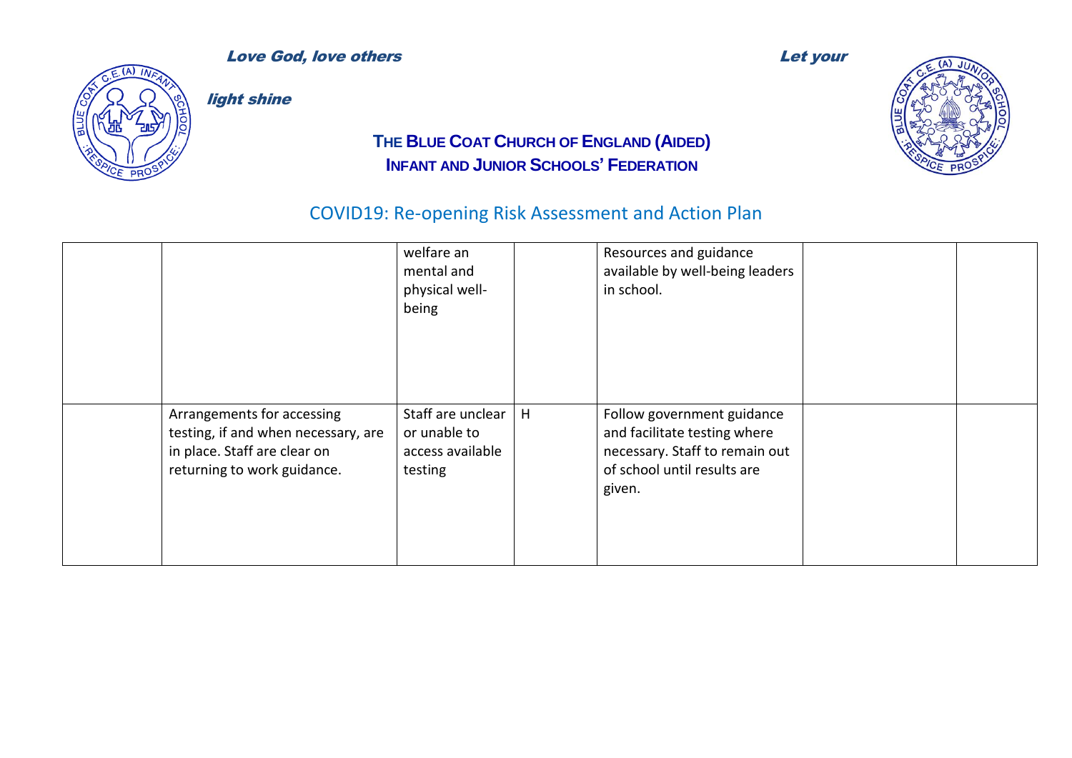Love God, love others Let your light shine

**THE BLUE COAT CHURCH OF ENGLAND (AIDED) INFANT AND JUNIOR SCHOOLS' FEDERATION**

## COVID19: Re-opening Risk Assessment and Action Plan

| | | | | | | |
|---|---|---|---|---|---|---|
| | | welfare an mental and physical well-being | | Resources and guidance available by well-being leaders in school. | | |
| | Arrangements for accessing testing, if and when necessary, are in place. Staff are clear on returning to work guidance. | Staff are unclear or unable to access available testing | H | Follow government guidance and facilitate testing where necessary. Staff to remain out of school until results are given. | | |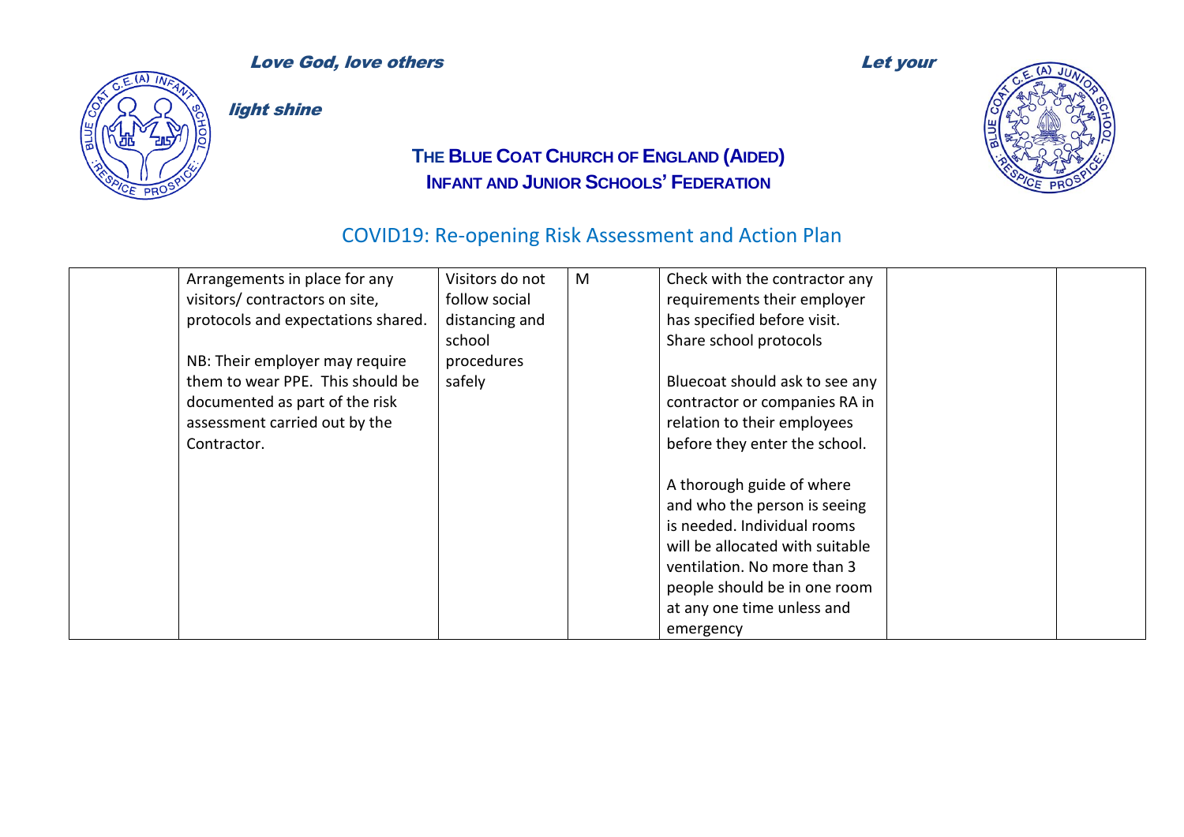| | | | | | | |
|---|---|---|---|---|---|---|
| | Arrangements in place for any visitors/ contractors on site, protocols and expectations shared.<br><br>NB: Their employer may require them to wear PPE. This should be documented as part of the risk assessment carried out by the Contractor. | Visitors do not follow social distancing and school procedures safely | M | Check with the contractor any requirements their employer has specified before visit. Share school protocols<br><br>Bluecoat should ask to see any contractor or companies RA in relation to their employees before they enter the school.<br><br>A thorough guide of where and who the person is seeing is needed. Individual rooms will be allocated with suitable ventilation. No more than 3 people should be in one room at any one time unless and emergency | | |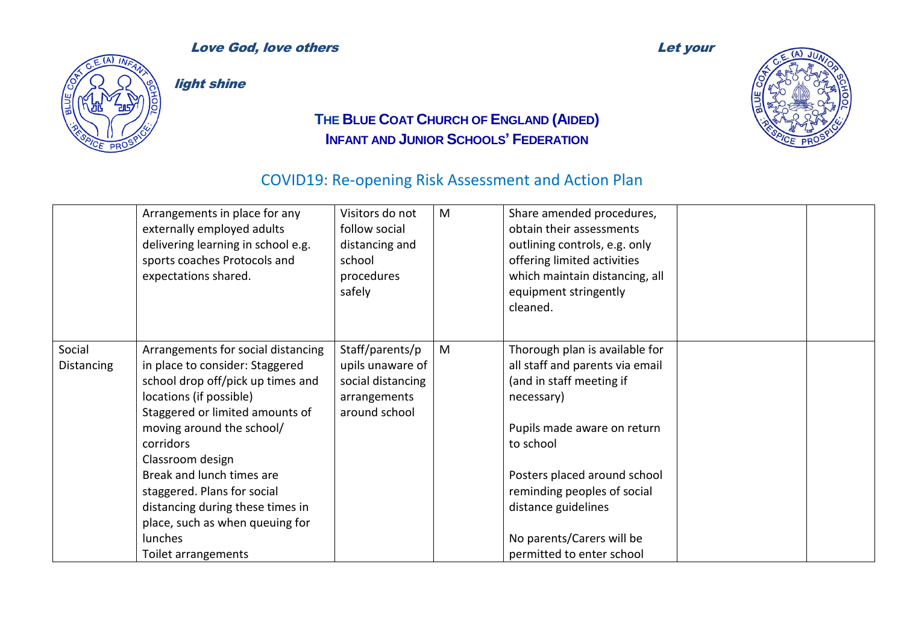*Love God, love others* *Let your light shine*

**THE BLUE COAT CHURCH OF ENGLAND (AIDED)**
**INFANT AND JUNIOR SCHOOLS' FEDERATION**

## COVID19: Re-opening Risk Assessment and Action Plan

| | | | | | | |
|---|---|---|---|---|---|---|
| | Arrangements in place for any externally employed adults delivering learning in school e.g. sports coaches Protocols and expectations shared. | Visitors do not follow social distancing and school procedures safely | M | Share amended procedures, obtain their assessments outlining controls, e.g. only offering limited activities which maintain distancing, all equipment stringently cleaned. | | |
| Social Distancing | Arrangements for social distancing in place to consider: Staggered school drop off/pick up times and locations (if possible)<br>Staggered or limited amounts of moving around the school/ corridors<br>Classroom design<br>Break and lunch times are staggered. Plans for social distancing during these times in place, such as when queuing for lunches<br>Toilet arrangements | Staff/parents/pupils unaware of social distancing arrangements around school | M | Thorough plan is available for all staff and parents via email (and in staff meeting if necessary)<br><br>Pupils made aware on return to school<br><br>Posters placed around school reminding peoples of social distance guidelines<br><br>No parents/Carers will be permitted to enter school | | |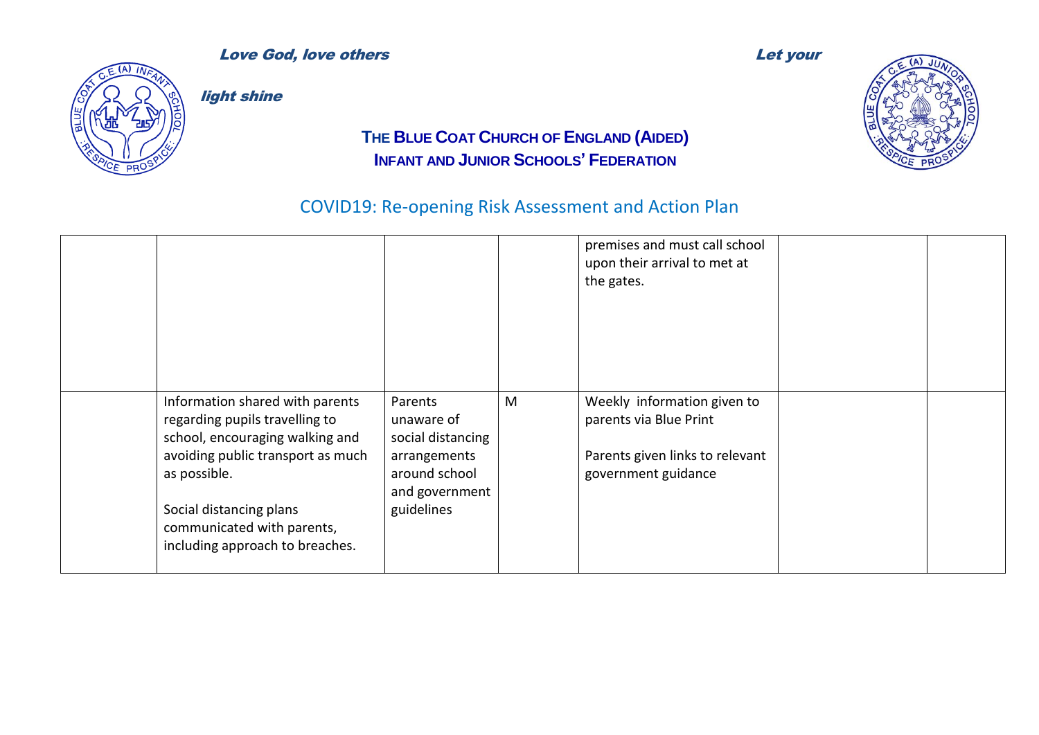## COVID19: Re-opening Risk Assessment and Action Plan

| | | | | | | |
|---|---|---|---|---|---|---|
| | | | | premises and must call school upon their arrival to met at the gates. | | |
| | Information shared with parents regarding pupils travelling to school, encouraging walking and avoiding public transport as much as possible.<br><br>Social distancing plans communicated with parents, including approach to breaches. | Parents unaware of social distancing arrangements around school and government guidelines | M | Weekly information given to parents via Blue Print<br><br>Parents given links to relevant government guidance | | |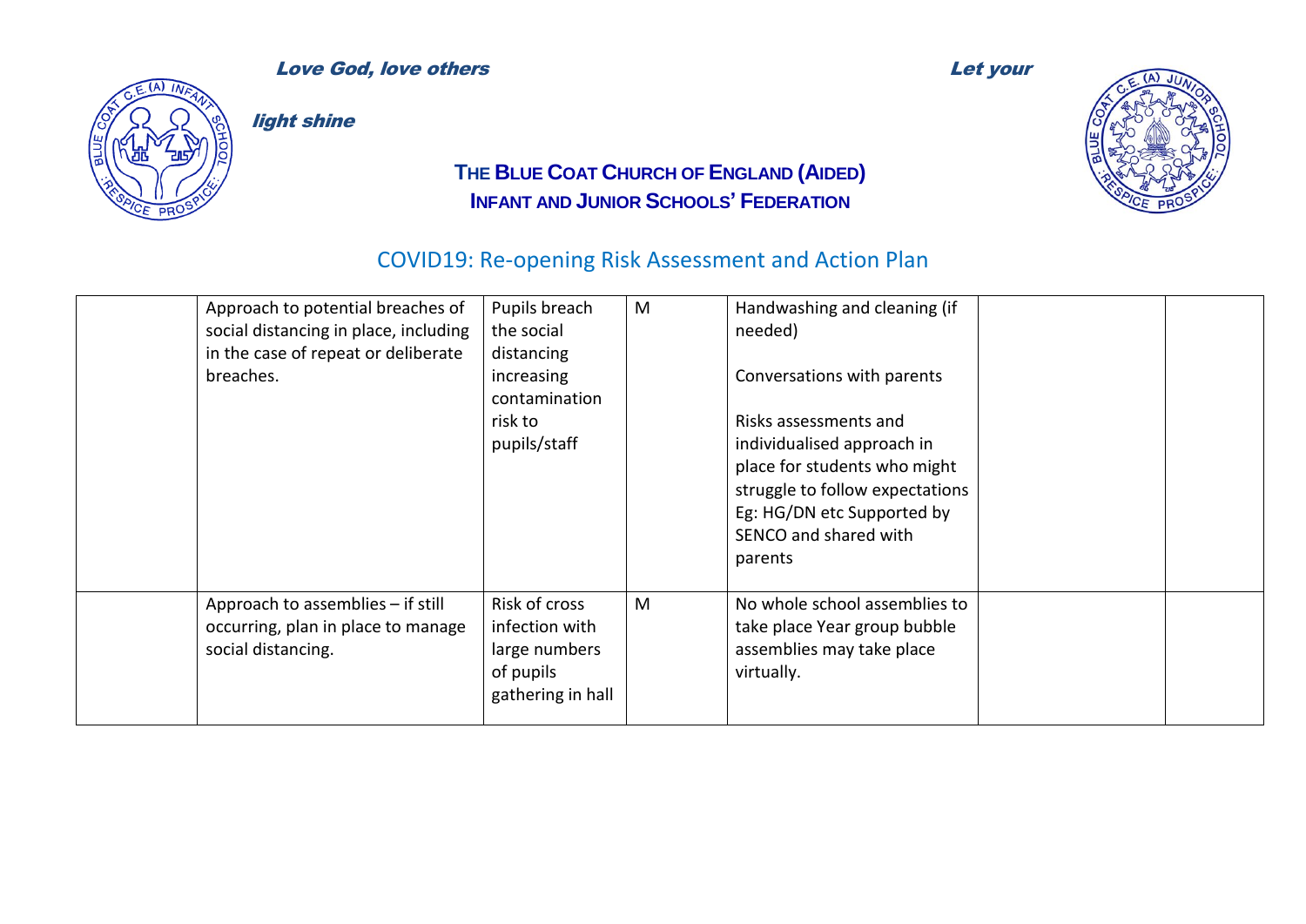| | Approach to potential breaches of social distancing in place, including in the case of repeat or deliberate breaches. | Pupils breach the social distancing increasing contamination risk to pupils/staff | M | Handwashing and cleaning (if needed)<br><br>Conversations with parents<br><br>Risks assessments and individualised approach in place for students who might struggle to follow expectations Eg: HG/DN etc Supported by SENCO and shared with parents | | |
|---|---|---|---|---|---|---|
| | Approach to assemblies – if still occurring, plan in place to manage social distancing. | Risk of cross infection with large numbers of pupils gathering in hall | M | No whole school assemblies to take place Year group bubble assemblies may take place virtually. | | |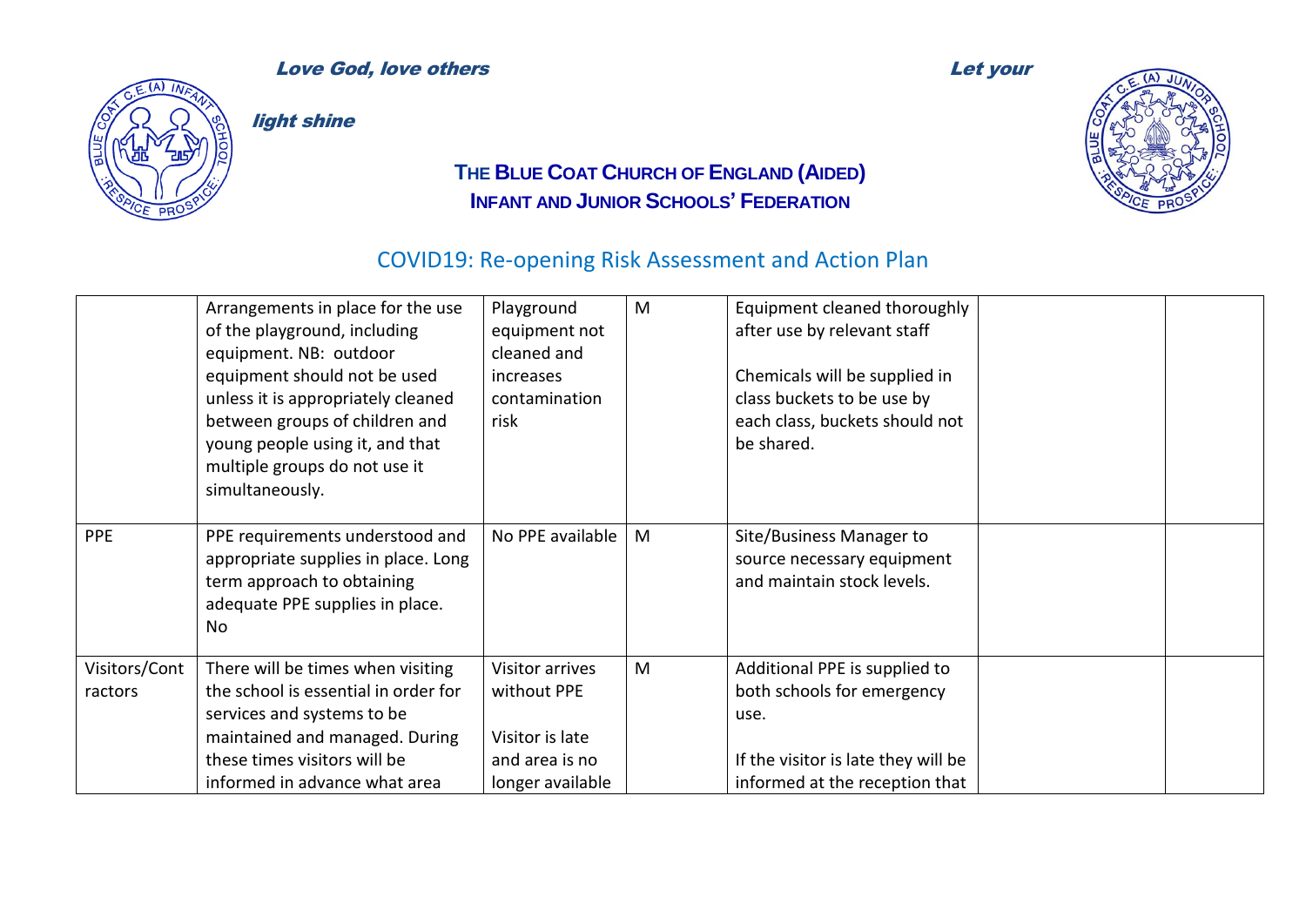*Love God, love others* *Let your light shine*

**THE BLUE COAT CHURCH OF ENGLAND (AIDED) INFANT AND JUNIOR SCHOOLS' FEDERATION**

## COVID19: Re-opening Risk Assessment and Action Plan

| | | | | | | |
|---|---|---|---|---|---|---|
| | Arrangements in place for the use of the playground, including equipment. NB: outdoor equipment should not be used unless it is appropriately cleaned between groups of children and young people using it, and that multiple groups do not use it simultaneously. | Playground equipment not cleaned and increases contamination risk | M | Equipment cleaned thoroughly after use by relevant staff<br><br>Chemicals will be supplied in class buckets to be use by each class, buckets should not be shared. | | |
| PPE | PPE requirements understood and appropriate supplies in place. Long term approach to obtaining adequate PPE supplies in place. No | No PPE available | M | Site/Business Manager to source necessary equipment and maintain stock levels. | | |
| Visitors/Contractors | There will be times when visiting the school is essential in order for services and systems to be maintained and managed. During these times visitors will be informed in advance what area | Visitor arrives without PPE<br><br>Visitor is late and area is no longer available | M | Additional PPE is supplied to both schools for emergency use.<br><br>If the visitor is late they will be informed at the reception that | | |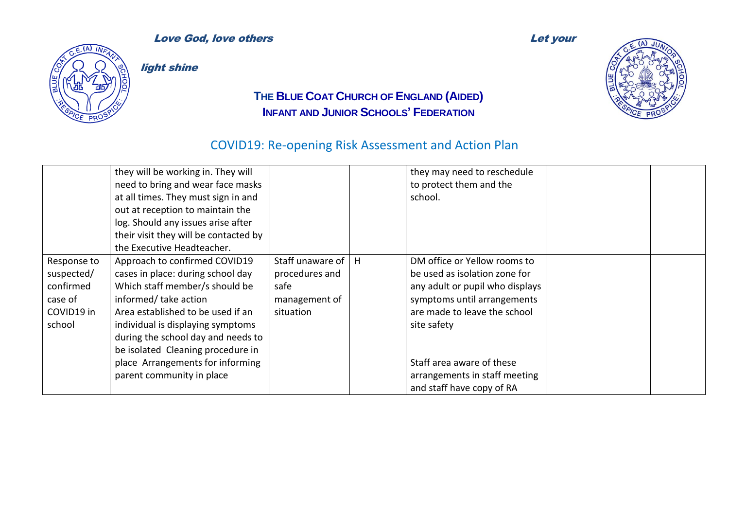*Love God, love others* *Let your light shine*

**THE BLUE COAT CHURCH OF ENGLAND (AIDED) INFANT AND JUNIOR SCHOOLS' FEDERATION**

## COVID19: Re-opening Risk Assessment and Action Plan

| | | | | | | |
|---|---|---|---|---|---|---|
| | they will be working in. They will need to bring and wear face masks at all times. They must sign in and out at reception to maintain the log. Should any issues arise after their visit they will be contacted by the Executive Headteacher. | | | they may need to reschedule to protect them and the school. | | |
| Response to suspected/ confirmed case of COVID19 in school | Approach to confirmed COVID19 cases in place: during school day Which staff member/s should be informed/ take action Area established to be used if an individual is displaying symptoms during the school day and needs to be isolated Cleaning procedure in place Arrangements for informing parent community in place | Staff unaware of procedures and safe management of situation | H | DM office or Yellow rooms to be used as isolation zone for any adult or pupil who displays symptoms until arrangements are made to leave the school site safety<br><br>Staff area aware of these arrangements in staff meeting and staff have copy of RA | | |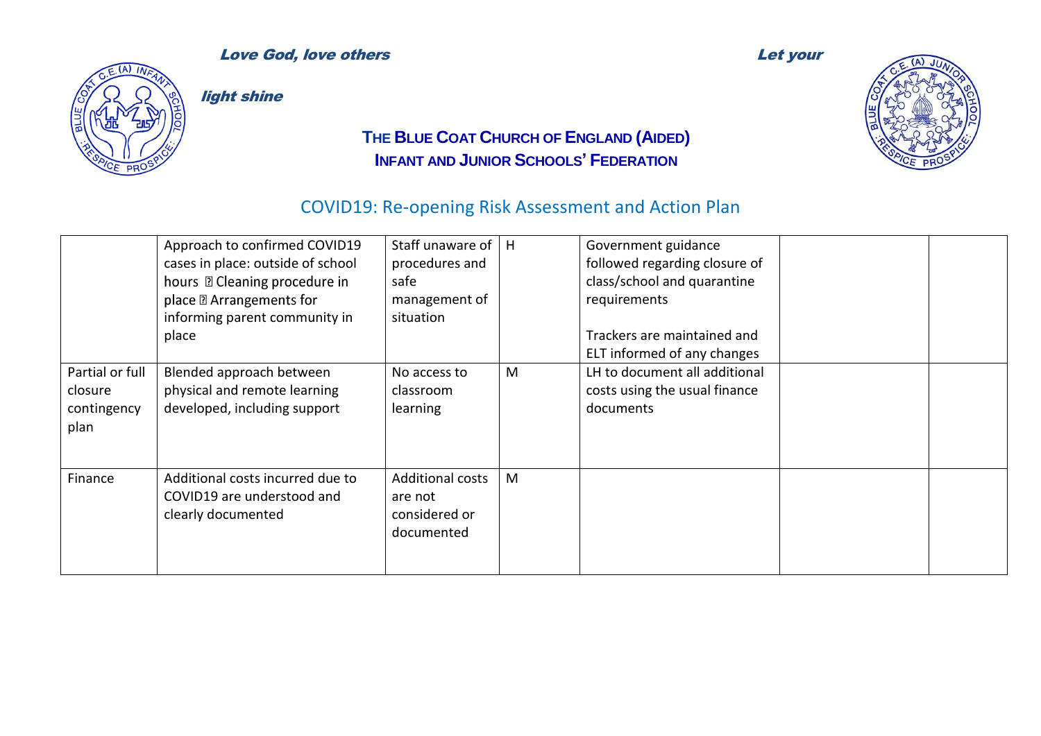*Love God, love others* *Let your light shine*

**THE BLUE COAT CHURCH OF ENGLAND (AIDED) INFANT AND JUNIOR SCHOOLS' FEDERATION**

## COVID19: Re-opening Risk Assessment and Action Plan

| | | | | | | |
|---|---|---|---|---|---|---|
| | Approach to confirmed COVID19 cases in place: outside of school hours  Cleaning procedure in place  Arrangements for informing parent community in place | Staff unaware of procedures and safe management of situation | H | Government guidance followed regarding closure of class/school and quarantine requirements<br><br>Trackers are maintained and ELT informed of any changes | | |
| Partial or full closure contingency plan | Blended approach between physical and remote learning developed, including support | No access to classroom learning | M | LH to document all additional costs using the usual finance documents | | |
| Finance | Additional costs incurred due to COVID19 are understood and clearly documented | Additional costs are not considered or documented | M | | | |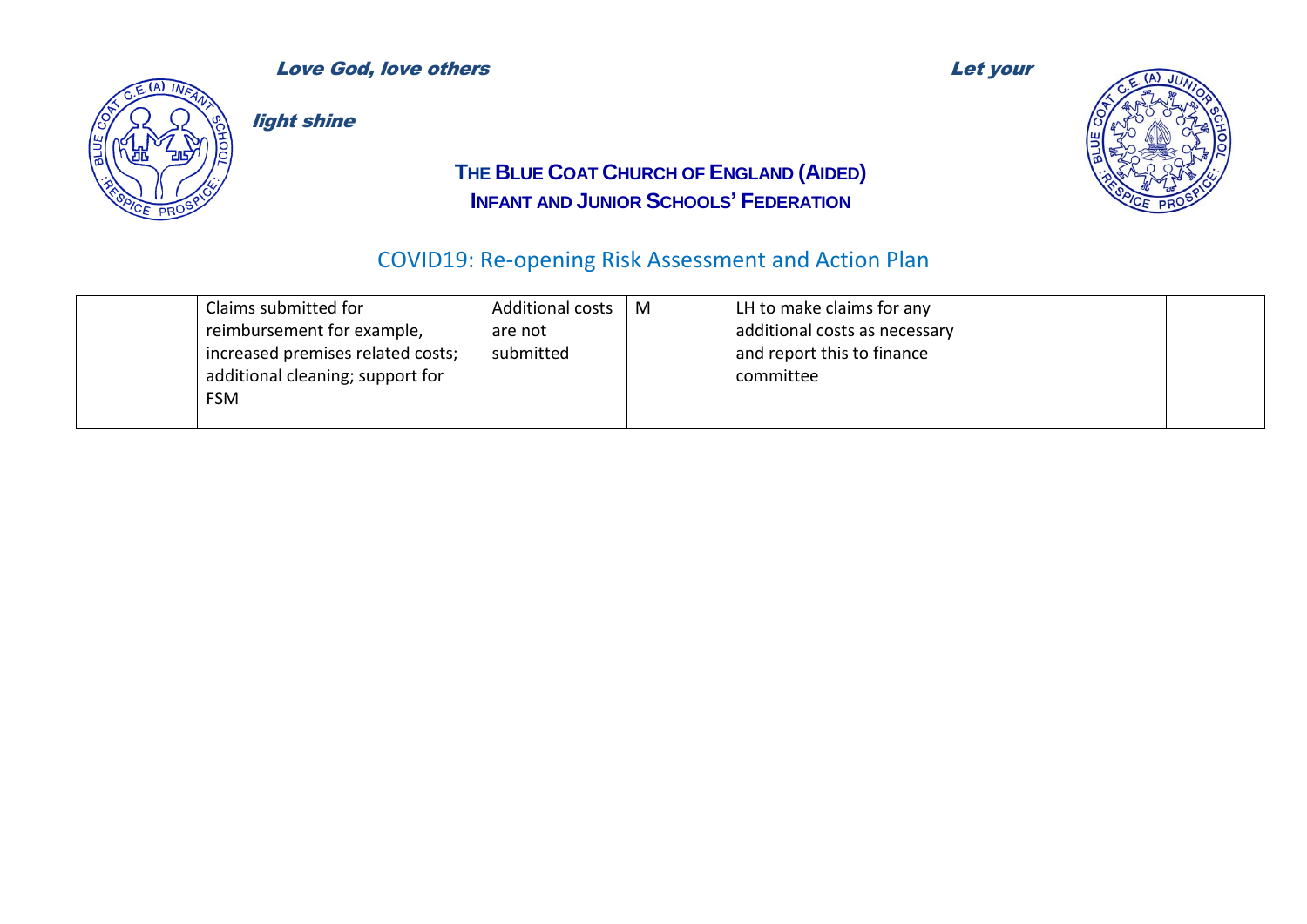| | | | | | | |
|---|---|---|---|---|---|---|
| | Claims submitted for reimbursement for example, increased premises related costs; additional cleaning; support for FSM | Additional costs are not submitted | M | LH to make claims for any additional costs as necessary and report this to finance committee | | |